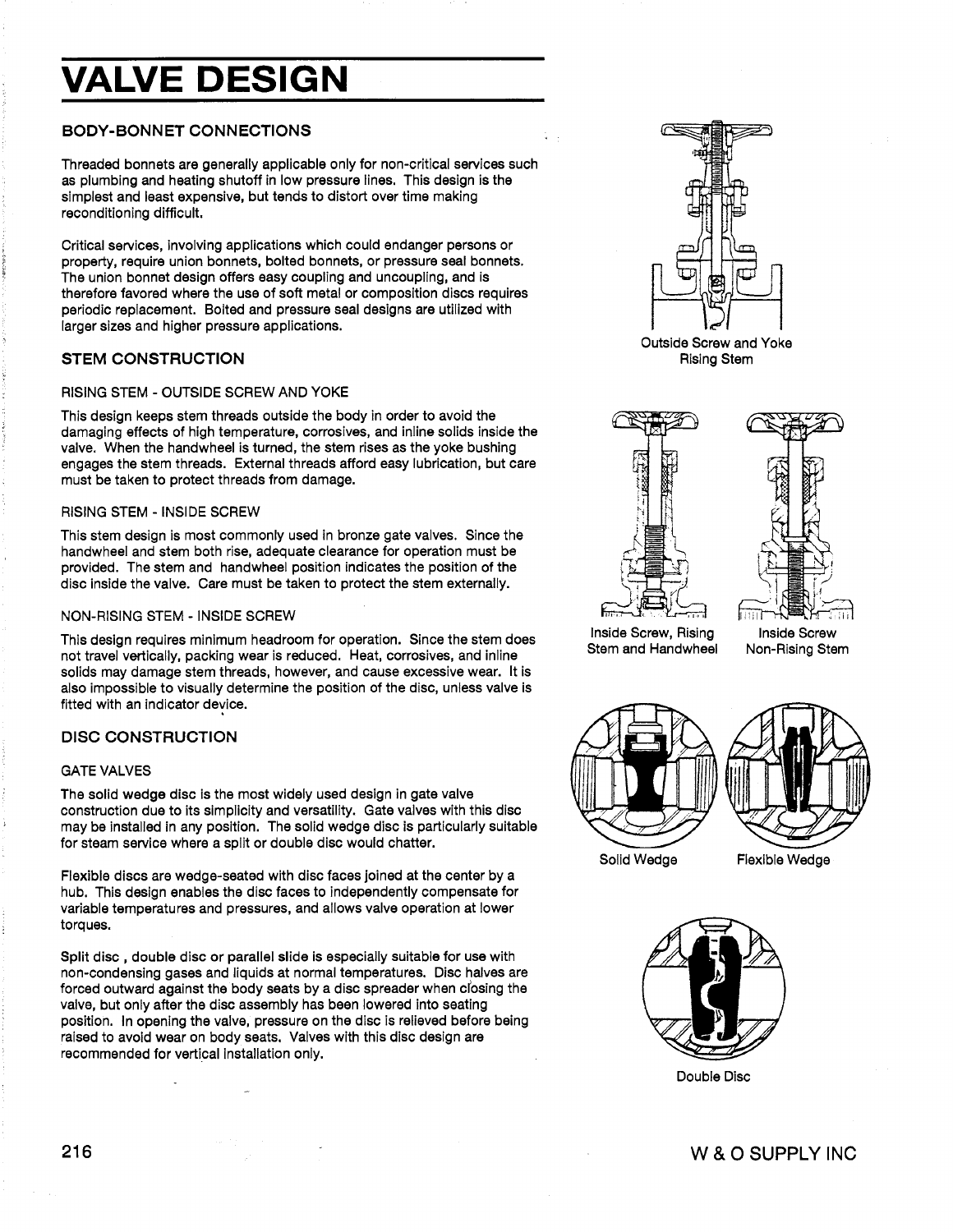# VALVE DESIGN

## BODY-BONNET CONNECTIONS

Threaded bonnets are generally applicable only for non-critical services such as plumbing and heating shutoff in low pressure lines. This design is the simplest and least expensive, but tends to distort over time making reconditioning difficult.

Critical services, involving applications which could endanger persons or property, require union bonnets, bolted bonnets, or pressure seal bonnets. The union bonnet design offers easy coupling and uncoupling, and is therefore favored where the use of soft metal or composition discs requires periodic replacement. Bolted and pressure seal designs are utilized with larger sizes and higher pressure applications.

## STEM CONSTRUCTION

### RISING STEM - OUTSIDE SCREW AND YOKE

This design keeps stem threads outside the body in order to avoid the damaging effects of high temperature, corrosives, and inline solids inside the valve. When the handwheel is turned, the stem rises as the yoke bushing engages the stem threads. External threads afford easy lubrication, but care must be taken to protect threads from damage.

### RISING STEM - INSIDE SCREW

This stem design is most commonly used in bronze gate valves. Since the handwheel and stem both rise, adequate clearance for operation must be provided. The stem and handwheel position indicates the position of the disc inside the valve. Care must be taken to protect the stem externally.

### NON-RISING STEM - INSIDE SCREW

This design requires minimum headroom for operation. Since the stem does not travel vertically, packing wear is reduced. Heat, corrosives, and inline solids may damage stem threads, however, and cause excessive wear. It is also impossible to visually determine the position of the disc, unless valve is fitted with an indicator device.

## DISC CONSTRUCTION

### GATE VALVES

The solid wedge disc is the most widely used design in gate valve construction due to its simplicity and versatility. Gate valves with this disc may be installed in any position. The solid wedge disc is particularly suitable for steam service where a split or double disc would chatter.

Flexible discs are wedge-seated with disc faces joined at the center by a hub. This design enables the disc faces to independently compensate for variable temperatures and pressures, and allows valve operation at lower torques.

Split disc , double disc or parallel slide is especially suitable for use with non-condensing gases and liquids at normal temperatures. Disc halves are forced outward against the body seats by a disc spreader when closing the valve, but only after the disc assembly has been lowered into seating position. In opening the valve, pressure on the disc is relieved before being raised to avoid wear on body seats. Valves with this disc design are recommended for vertical installation only.

Outside Screw and Yoke Rising Stem

Inside Screw, Rising Stem and Handwheel

Inside Screw Non-Rising Stem

Solid Wedge

Flexible Wedge

Double Disc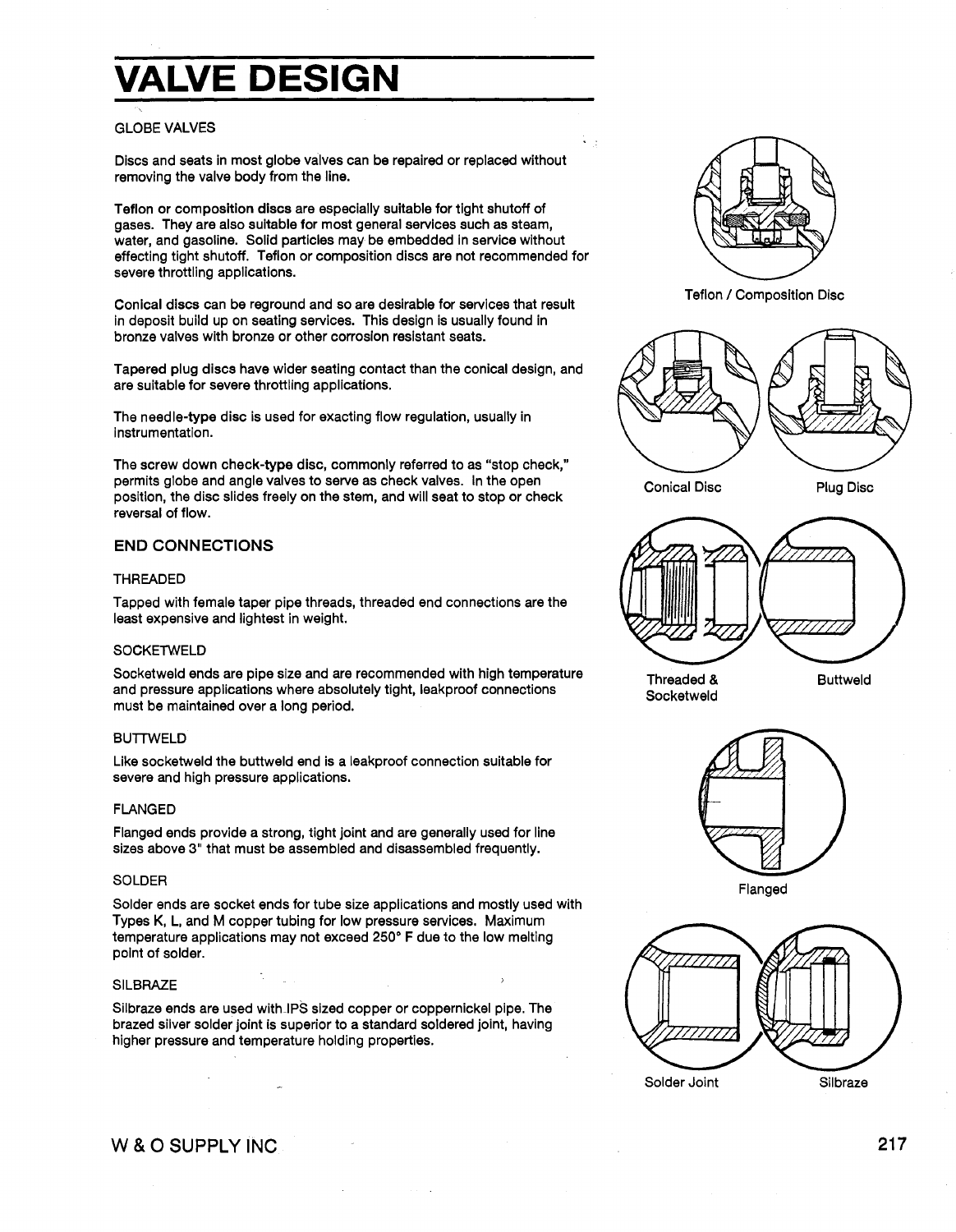# VALVE DESIGN

GLOBE VALVES

Discs and seats in most globe valves can be repaired or replaced without removing the valve body from the line.

**Teflon or composition discs** are especially suitable for tight shutoff of gases. They are also suitable for most general services such as steam, water, and gasoline. Solid particles may be embedded in service without effecting tight shutoff. Teflon or composition discs are not recommended for severe throttling applications.

**Conical discs** can be reground and so are desirable for services that result in deposit build up on seating services. This design is usually found in bronze valves with bronze or other corrosion resistant seats.

**Tapered plug discs** have wider seating contact than the conical design, and are suitable for severe throttling applications.

The **needle-type** disc is used for exacting flow regulation, usually in instrumentation.

The **screw down check-type disc**, commonly referred to as "stop check," permits globe and angle valves to serve as check valves. In the open position, the disc slides freely on the stem, and will seat to stop or check reversal of flow.

Teflon / Composition Disc

Conical Disc

Plug Disc

## END CONNECTIONS

THREADED

Tapped with female taper pipe threads, threaded end connections are the least expensive and lightest in weight.

SOCKETWELD

Socketweld ends are pipe size and are recommended with high temperature and pressure applications where absolutely tight, leakproof connections must be maintained over a long period.

BUTTWELD

Like socketweld the buttweld end is a leakproof connection suitable for severe and high pressure applications.

FLANGED

Flanged ends provide a strong, tight joint and are generally used for line sizes above 3" that must be assembled and disassembled frequently.

SOLDER

Solder ends are socket ends for tube size applications and mostly used with Types K, L, and M copper tubing for low pressure services. Maximum temperature applications may not exceed 250° F due to the low melting point of solder.

SILBRAZE

Silbraze ends are used with IPS sized copper or coppernickel pipe. The brazed silver solder joint is superior to a standard soldered joint, having higher pressure and temperature holding properties.

Threaded & Socketweld

Buttweld

Flanged

Solder Joint

Silbraze